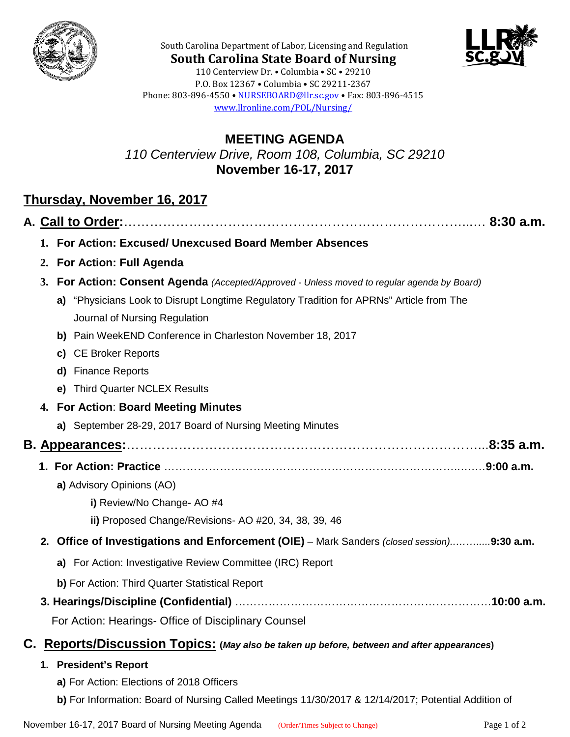South Carolina Department of Labor, Licensing and Regulation

**South Carolina State Board of Nursing**

110 Centerview Dr. • Columbia • SC • 29210
P.O. Box 12367 • Columbia • SC 29211-2367
Phone: 803-896-4550 • NURSEBOARD@llr.sc.gov • Fax: 803-896-4515
www.llronline.com/POL/Nursing/

# MEETING AGENDA

*110 Centerview Drive, Room 108, Columbia, SC 29210*

**November 16-17, 2017**

## Thursday, November 16, 2017

### A. Call to Order:……………………………………………………………………….… 8:30 a.m.

1. **For Action: Excused/ Unexcused Board Member Absences**
2. **For Action: Full Agenda**
3. **For Action: Consent Agenda** *(Accepted/Approved - Unless moved to regular agenda by Board)*
   - **a)** "Physicians Look to Disrupt Longtime Regulatory Tradition for APRNs" Article from The Journal of Nursing Regulation
   - **b)** Pain WeekEND Conference in Charleston November 18, 2017
   - **c)** CE Broker Reports
   - **d)** Finance Reports
   - **e)** Third Quarter NCLEX Results
4. **For Action**: **Board Meeting Minutes**
   - **a)** September 28-29, 2017 Board of Nursing Meeting Minutes

### B. Appearances:……………………………………………………………………………..8:35 a.m.

1. **For Action: Practice** ………………………………………………………………………9:00 a.m.
   - **a)** Advisory Opinions (AO)
     - **i)** Review/No Change- AO #4
     - **ii)** Proposed Change/Revisions- AO #20, 34, 38, 39, 46
2. **Office of Investigations and Enforcement (OIE)** – Mark Sanders *(closed session)*.………....**9:30 a.m.**
   - **a)** For Action: Investigative Review Committee (IRC) Report
   - **b)** For Action: Third Quarter Statistical Report
3. **Hearings/Discipline (Confidential)** ……………………………………………………………**10:00 a.m.**

   For Action: Hearings- Office of Disciplinary Counsel

### C. Reports/Discussion Topics: (*May also be taken up before, between and after appearances*)

1. **President's Report**
   - **a)** For Action: Elections of 2018 Officers
   - **b)** For Information: Board of Nursing Called Meetings 11/30/2017 & 12/14/2017; Potential Addition of

(Order/Times Subject to Change)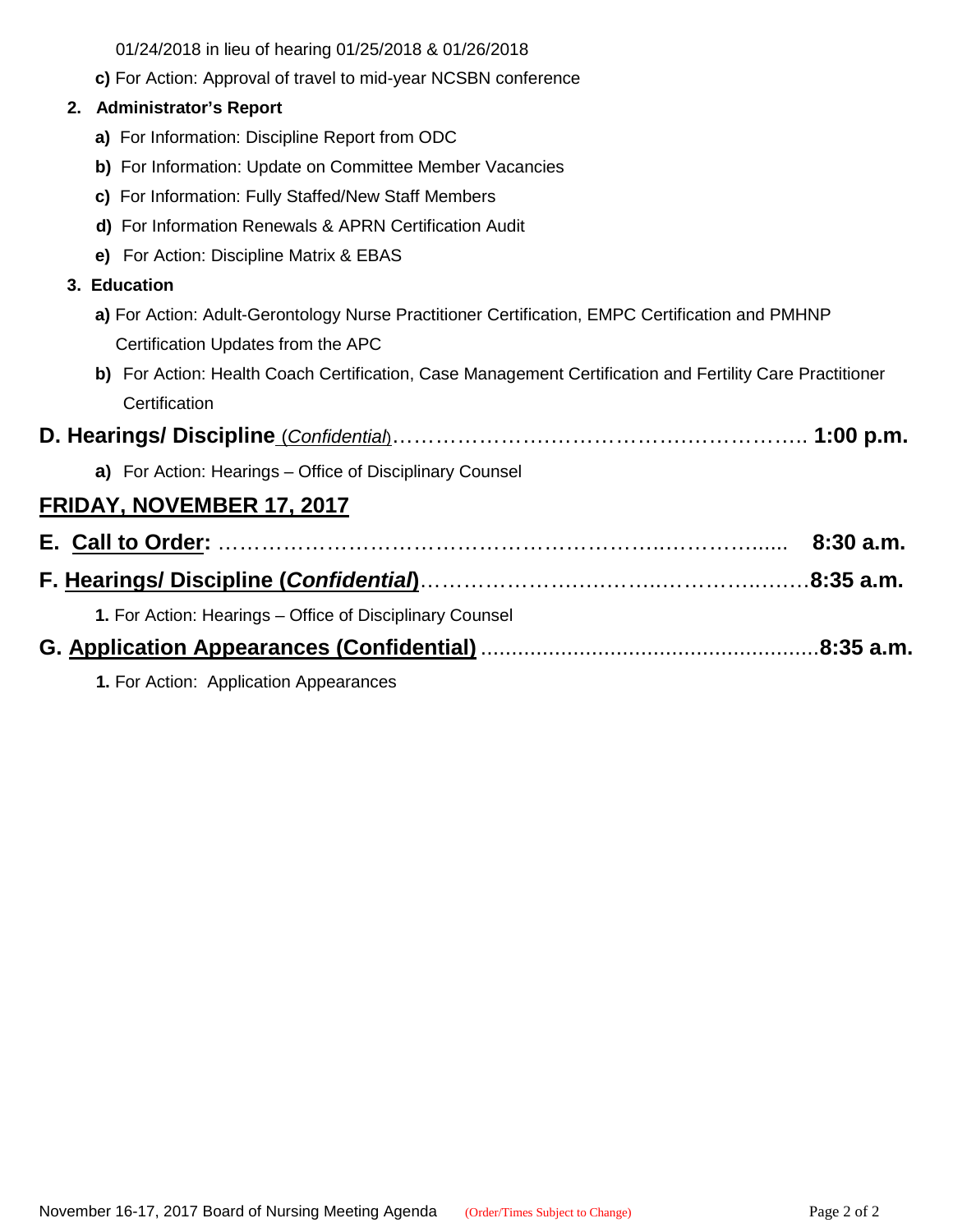01/24/2018 in lieu of hearing 01/25/2018 & 01/26/2018

**c)** For Action: Approval of travel to mid-year NCSBN conference

**2. Administrator's Report**

- **a)** For Information: Discipline Report from ODC
- **b)** For Information: Update on Committee Member Vacancies
- **c)** For Information: Fully Staffed/New Staff Members
- **d)** For Information Renewals & APRN Certification Audit
- **e)** For Action: Discipline Matrix & EBAS

**3. Education**

- **a)** For Action: Adult-Gerontology Nurse Practitioner Certification, EMPC Certification and PMHNP Certification Updates from the APC
- **b)** For Action: Health Coach Certification, Case Management Certification and Fertility Care Practitioner Certification

## D. Hearings/ Discipline (*Confidential*)………………………………………………… 1:00 p.m.

- **a)** For Action: Hearings – Office of Disciplinary Counsel

## FRIDAY, NOVEMBER 17, 2017

## E. Call to Order: ………………………………………………………………… 8:30 a.m.

## F. Hearings/ Discipline (*Confidential*)……………………………………………8:35 a.m.

**1.** For Action: Hearings – Office of Disciplinary Counsel

## G. Application Appearances (Confidential) ………………………………………8:35 a.m.

**1.** For Action: Application Appearances